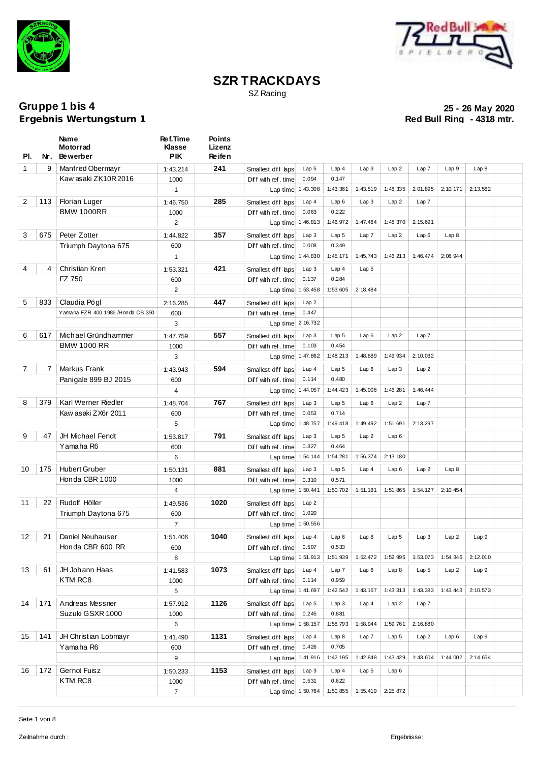# SZR TRACKDAYS

SZ Racing

## Gruppe 1 bis 4
## Ergebnis Wertungsturn 1

**25 - 26 May 2020**
**Red Bull Ring - 4318 mtr.**

| Pl. | Nr. | Name / Motorrad / Bewerber | Ref.Time / Klasse / PIK | Points / Lizenz / Reifen | | | | | | | | | |
|---|---|---|---|---|---|---|---|---|---|---|---|---|---|
| 1 | 9 | Manfred Obermayr | 1:43.214 | 241 | Smallest diff laps | Lap 5 | Lap 4 | Lap 3 | Lap 2 | Lap 7 | Lap 9 | Lap 8 | |
| | | Kawasaki ZK10R 2016 | 1000 | | Diff with ref. time | 0.094 | 0.147 | | | | | | |
| | | | 1 | | Lap time | 1:43.308 | 1:43.361 | 1:43.519 | 1:48.335 | 2:01.895 | 2:10.171 | 2:13.582 | |
| 2 | 113 | Florian Luger | 1:46.750 | 285 | Smallest diff laps | Lap 4 | Lap 6 | Lap 3 | Lap 2 | Lap 7 | | | |
| | | BMW 1000RR | 1000 | | Diff with ref. time | 0.063 | 0.222 | | | | | | |
| | | | 2 | | Lap time | 1:46.813 | 1:46.972 | 1:47.464 | 1:48.370 | 2:15.691 | | | |
| 3 | 675 | Peter Zotter | 1:44.822 | 357 | Smallest diff laps | Lap 3 | Lap 5 | Lap 7 | Lap 2 | Lap 6 | Lap 8 | | |
| | | Triumph Daytona 675 | 600 | | Diff with ref. time | 0.008 | 0.349 | | | | | | |
| | | | 1 | | Lap time | 1:44.830 | 1:45.171 | 1:45.743 | 1:46.213 | 1:46.474 | 2:08.944 | | |
| 4 | 4 | Christian Kren | 1:53.321 | 421 | Smallest diff laps | Lap 3 | Lap 4 | Lap 5 | | | | | |
| | | FZ 750 | 600 | | Diff with ref. time | 0.137 | 0.284 | | | | | | |
| | | | 2 | | Lap time | 1:53.458 | 1:53.605 | 2:18.484 | | | | | |
| 5 | 833 | Claudia Pögl | 2:16.285 | 447 | Smallest diff laps | Lap 2 | | | | | | | |
| | | Yamaha FZR 400 1986 /Honda CB 350 | 600 | | Diff with ref. time | 0.447 | | | | | | | |
| | | | 3 | | Lap time | 2:16.732 | | | | | | | |
| 6 | 617 | Michael Gründhammer | 1:47.759 | 557 | Smallest diff laps | Lap 3 | Lap 5 | Lap 6 | Lap 2 | Lap 7 | | | |
| | | BMW 1000 RR | 1000 | | Diff with ref. time | 0.103 | 0.454 | | | | | | |
| | | | 3 | | Lap time | 1:47.862 | 1:48.213 | 1:48.889 | 1:49.934 | 2:10.032 | | | |
| 7 | 7 | Markus Frank | 1:43.943 | 594 | Smallest diff laps | Lap 4 | Lap 5 | Lap 6 | Lap 3 | Lap 2 | | | |
| | | Panigale 899 BJ 2015 | 600 | | Diff with ref. time | 0.114 | 0.480 | | | | | | |
| | | | 4 | | Lap time | 1:44.057 | 1:44.423 | 1:45.006 | 1:46.281 | 1:46.444 | | | |
| 8 | 379 | Karl Werner Riedler | 1:48.704 | 767 | Smallest diff laps | Lap 3 | Lap 5 | Lap 6 | Lap 2 | Lap 7 | | | |
| | | Kawasaki ZX6r 2011 | 600 | | Diff with ref. time | 0.053 | 0.714 | | | | | | |
| | | | 5 | | Lap time | 1:48.757 | 1:49.418 | 1:49.492 | 1:51.691 | 2:13.297 | | | |
| 9 | 47 | JH Michael Fendt | 1:53.817 | 791 | Smallest diff laps | Lap 3 | Lap 5 | Lap 2 | Lap 6 | | | | |
| | | Yamaha R6 | 600 | | Diff with ref. time | 0.327 | 0.464 | | | | | | |
| | | | 6 | | Lap time | 1:54.144 | 1:54.281 | 1:56.374 | 2:13.180 | | | | |
| 10 | 175 | Hubert Gruber | 1:50.131 | 881 | Smallest diff laps | Lap 3 | Lap 5 | Lap 4 | Lap 6 | Lap 2 | Lap 8 | | |
| | | Honda CBR 1000 | 1000 | | Diff with ref. time | 0.310 | 0.571 | | | | | | |
| | | | 4 | | Lap time | 1:50.441 | 1:50.702 | 1:51.181 | 1:51.865 | 1:54.127 | 2:10.454 | | |
| 11 | 22 | Rudolf Höller | 1:49.536 | 1020 | Smallest diff laps | Lap 2 | | | | | | | |
| | | Triumph Daytona 675 | 600 | | Diff with ref. time | 1.020 | | | | | | | |
| | | | 7 | | Lap time | 1:50.556 | | | | | | | |
| 12 | 21 | Daniel Neuhauser | 1:51.406 | 1040 | Smallest diff laps | Lap 4 | Lap 6 | Lap 8 | Lap 5 | Lap 3 | Lap 2 | Lap 9 | |
| | | Honda CBR 600 RR | 600 | | Diff with ref. time | 0.507 | 0.533 | | | | | | |
| | | | 8 | | Lap time | 1:51.913 | 1:51.939 | 1:52.472 | 1:52.995 | 1:53.073 | 1:54.346 | 2:12.010 | |
| 13 | 61 | JH Johann Haas | 1:41.583 | 1073 | Smallest diff laps | Lap 4 | Lap 7 | Lap 6 | Lap 8 | Lap 5 | Lap 2 | Lap 9 | |
| | | KTM RC8 | 1000 | | Diff with ref. time | 0.114 | 0.959 | | | | | | |
| | | | 5 | | Lap time | 1:41.697 | 1:42.542 | 1:43.167 | 1:43.313 | 1:43.383 | 1:43.443 | 2:10.573 | |
| 14 | 171 | Andreas Messner | 1:57.912 | 1126 | Smallest diff laps | Lap 5 | Lap 3 | Lap 4 | Lap 2 | Lap 7 | | | |
| | | Suzuki GSXR 1000 | 1000 | | Diff with ref. time | 0.245 | 0.881 | | | | | | |
| | | | 6 | | Lap time | 1:58.157 | 1:58.793 | 1:58.944 | 1:59.761 | 2:16.880 | | | |
| 15 | 141 | JH Christian Lobmayr | 1:41.490 | 1131 | Smallest diff laps | Lap 4 | Lap 8 | Lap 7 | Lap 5 | Lap 2 | Lap 6 | Lap 9 | |
| | | Yamaha R6 | 600 | | Diff with ref. time | 0.426 | 0.705 | | | | | | |
| | | | 9 | | Lap time | 1:41.916 | 1:42.195 | 1:42.848 | 1:43.429 | 1:43.604 | 1:44.002 | 2:14.654 | |
| 16 | 172 | Gernot Fuisz | 1:50.233 | 1153 | Smallest diff laps | Lap 3 | Lap 4 | Lap 5 | Lap 6 | | | | |
| | | KTM RC8 | 1000 | | Diff with ref. time | 0.531 | 0.622 | | | | | | |
| | | | 7 | | Lap time | 1:50.764 | 1:50.855 | 1:55.419 | 2:25.872 | | | | |

Zeitnahme durch :

Ergebnisse: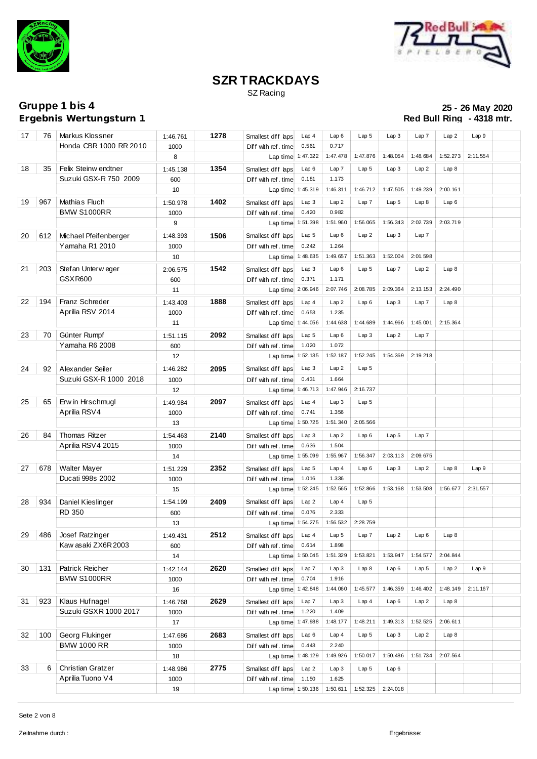# SZR TRACKDAYS

SZ Racing

## Gruppe 1 bis 4
## Ergebnis Wertungsturn 1

**25 - 26 May 2020**
**Red Bull Ring - 4318 mtr.**

| Pos | Nr | Name / Motorrad | Zeit | Punkte | | | | | | | | |
|---|---|---|---|---|---|---|---|---|---|---|---|---|
| 17 | 76 | Markus Klossner | 1:46.761 | 1278 | Smallest diff laps | Lap 4 | Lap 6 | Lap 5 | Lap 3 | Lap 7 | Lap 2 | Lap 9 |
| | | Honda CBR 1000 RR 2010 | 1000 | | Diff with ref. time | 0.561 | 0.717 | | | | | |
| | | | 8 | | Lap time | 1:47.322 | 1:47.478 | 1:47.876 | 1:48.054 | 1:48.684 | 1:52.273 | 2:11.554 |
| 18 | 35 | Felix Steinwendtner | 1:45.138 | 1354 | Smallest diff laps | Lap 6 | Lap 7 | Lap 5 | Lap 3 | Lap 2 | Lap 8 | |
| | | Suzuki GSX-R 750 2009 | 600 | | Diff with ref. time | 0.181 | 1.173 | | | | | |
| | | | 10 | | Lap time | 1:45.319 | 1:46.311 | 1:46.712 | 1:47.505 | 1:49.239 | 2:00.161 | |
| 19 | 967 | Mathias Fluch | 1:50.978 | 1402 | Smallest diff laps | Lap 3 | Lap 2 | Lap 7 | Lap 5 | Lap 8 | Lap 6 | |
| | | BMW S1000RR | 1000 | | Diff with ref. time | 0.420 | 0.982 | | | | | |
| | | | 9 | | Lap time | 1:51.398 | 1:51.960 | 1:56.065 | 1:56.343 | 2:02.739 | 2:03.719 | |
| 20 | 612 | Michael Pfeifenberger | 1:48.393 | 1506 | Smallest diff laps | Lap 5 | Lap 6 | Lap 2 | Lap 3 | Lap 7 | | |
| | | Yamaha R1 2010 | 1000 | | Diff with ref. time | 0.242 | 1.264 | | | | | |
| | | | 10 | | Lap time | 1:48.635 | 1:49.657 | 1:51.363 | 1:52.004 | 2:01.598 | | |
| 21 | 203 | Stefan Unterweger | 2:06.575 | 1542 | Smallest diff laps | Lap 3 | Lap 6 | Lap 5 | Lap 7 | Lap 2 | Lap 8 | |
| | | GSXR600 | 600 | | Diff with ref. time | 0.371 | 1.171 | | | | | |
| | | | 11 | | Lap time | 2:06.946 | 2:07.746 | 2:08.785 | 2:09.364 | 2:13.153 | 2:24.490 | |
| 22 | 194 | Franz Schreder | 1:43.403 | 1888 | Smallest diff laps | Lap 4 | Lap 2 | Lap 6 | Lap 3 | Lap 7 | Lap 8 | |
| | | Aprilia RSV 2014 | 1000 | | Diff with ref. time | 0.653 | 1.235 | | | | | |
| | | | 11 | | Lap time | 1:44.056 | 1:44.638 | 1:44.689 | 1:44.966 | 1:45.001 | 2:15.364 | |
| 23 | 70 | Günter Rumpf | 1:51.115 | 2092 | Smallest diff laps | Lap 5 | Lap 6 | Lap 3 | Lap 2 | Lap 7 | | |
| | | Yamaha R6 2008 | 600 | | Diff with ref. time | 1.020 | 1.072 | | | | | |
| | | | 12 | | Lap time | 1:52.135 | 1:52.187 | 1:52.245 | 1:54.369 | 2:19.218 | | |
| 24 | 92 | Alexander Seiler | 1:46.282 | 2095 | Smallest diff laps | Lap 3 | Lap 2 | Lap 5 | | | | |
| | | Suzuki GSX-R 1000 2018 | 1000 | | Diff with ref. time | 0.431 | 1.664 | | | | | |
| | | | 12 | | Lap time | 1:46.713 | 1:47.946 | 2:16.737 | | | | |
| 25 | 65 | Erwin Hirschmugl | 1:49.984 | 2097 | Smallest diff laps | Lap 4 | Lap 3 | Lap 5 | | | | |
| | | Aprilia RSV4 | 1000 | | Diff with ref. time | 0.741 | 1.356 | | | | | |
| | | | 13 | | Lap time | 1:50.725 | 1:51.340 | 2:05.566 | | | | |
| 26 | 84 | Thomas Ritzer | 1:54.463 | 2140 | Smallest diff laps | Lap 3 | Lap 2 | Lap 6 | Lap 5 | Lap 7 | | |
| | | Aprilia RSV4 2015 | 1000 | | Diff with ref. time | 0.636 | 1.504 | | | | | |
| | | | 14 | | Lap time | 1:55.099 | 1:55.967 | 1:56.347 | 2:03.113 | 2:09.675 | | |
| 27 | 678 | Walter Mayer | 1:51.229 | 2352 | Smallest diff laps | Lap 5 | Lap 4 | Lap 6 | Lap 3 | Lap 2 | Lap 8 | Lap 9 |
| | | Ducati 998s 2002 | 1000 | | Diff with ref. time | 1.016 | 1.336 | | | | | |
| | | | 15 | | Lap time | 1:52.245 | 1:52.565 | 1:52.866 | 1:53.168 | 1:53.508 | 1:56.677 | 2:31.557 |
| 28 | 934 | Daniel Kieslinger | 1:54.199 | 2409 | Smallest diff laps | Lap 2 | Lap 4 | Lap 5 | | | | |
| | | RD 350 | 600 | | Diff with ref. time | 0.076 | 2.333 | | | | | |
| | | | 13 | | Lap time | 1:54.275 | 1:56.532 | 2:28.759 | | | | |
| 29 | 486 | Josef Ratzinger | 1:49.431 | 2512 | Smallest diff laps | Lap 4 | Lap 5 | Lap 7 | Lap 2 | Lap 6 | Lap 8 | |
| | | Kawasaki ZX6R 2003 | 600 | | Diff with ref. time | 0.614 | 1.898 | | | | | |
| | | | 14 | | Lap time | 1:50.045 | 1:51.329 | 1:53.821 | 1:53.947 | 1:54.577 | 2:04.844 | |
| 30 | 131 | Patrick Reicher | 1:42.144 | 2620 | Smallest diff laps | Lap 7 | Lap 3 | Lap 8 | Lap 6 | Lap 5 | Lap 2 | Lap 9 |
| | | BMW S1000RR | 1000 | | Diff with ref. time | 0.704 | 1.916 | | | | | |
| | | | 16 | | Lap time | 1:42.848 | 1:44.060 | 1:45.577 | 1:46.359 | 1:46.402 | 1:48.149 | 2:11.167 |
| 31 | 923 | Klaus Hufnagel | 1:46.768 | 2629 | Smallest diff laps | Lap 7 | Lap 3 | Lap 4 | Lap 6 | Lap 2 | Lap 8 | |
| | | Suzuki GSXR 1000 2017 | 1000 | | Diff with ref. time | 1.220 | 1.409 | | | | | |
| | | | 17 | | Lap time | 1:47.988 | 1:48.177 | 1:48.211 | 1:49.313 | 1:52.525 | 2:06.611 | |
| 32 | 100 | Georg Flukinger | 1:47.686 | 2683 | Smallest diff laps | Lap 6 | Lap 4 | Lap 5 | Lap 3 | Lap 2 | Lap 8 | |
| | | BMW 1000 RR | 1000 | | Diff with ref. time | 0.443 | 2.240 | | | | | |
| | | | 18 | | Lap time | 1:48.129 | 1:49.926 | 1:50.017 | 1:50.486 | 1:51.734 | 2:07.564 | |
| 33 | 6 | Christian Gratzer | 1:48.986 | 2775 | Smallest diff laps | Lap 2 | Lap 3 | Lap 5 | Lap 6 | | | |
| | | Aprilia Tuono V4 | 1000 | | Diff with ref. time | 1.150 | 1.625 | | | | | |
| | | | 19 | | Lap time | 1:50.136 | 1:50.611 | 1:52.325 | 2:24.018 | | | |

Zeitnahme durch :

Ergebnisse: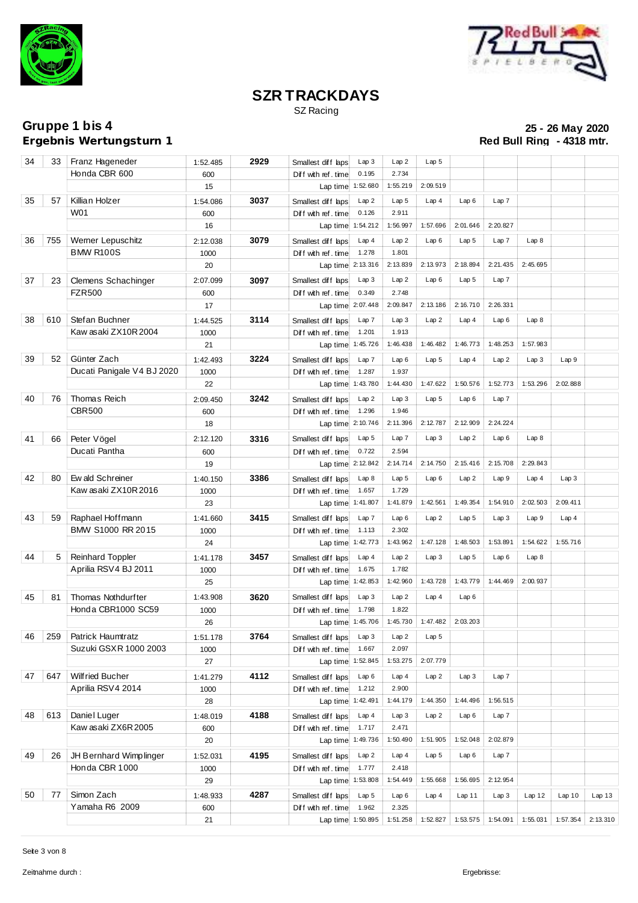# SZR TRACKDAYS

SZ Racing

**Gruppe 1 bis 4** **25 - 26 May 2020**

**Ergebnis Wertungsturn 1** **Red Bull Ring - 4318 mtr.**

| Pos | Nr | Name / Bike | Time / ccm / Laps | Points | | | | | | | | | | |
|---|---|---|---|---|---|---|---|---|---|---|---|---|---|---|
| 34 | 33 | Franz Hageneder | 1:52.485 | 2929 | Smallest diff laps | Lap 3 | Lap 2 | Lap 5 | | | | | | |
| | | Honda CBR 600 | 600 | | Diff with ref. time | 0.195 | 2.734 | | | | | | | |
| | | | 15 | | Lap time | 1:52.680 | 1:55.219 | 2:09.519 | | | | | | |
| 35 | 57 | Killian Holzer | 1:54.086 | 3037 | Smallest diff laps | Lap 2 | Lap 5 | Lap 4 | Lap 6 | Lap 7 | | | | |
| | | W01 | 600 | | Diff with ref. time | 0.126 | 2.911 | | | | | | | |
| | | | 16 | | Lap time | 1:54.212 | 1:56.997 | 1:57.696 | 2:01.646 | 2:20.827 | | | | |
| 36 | 755 | Werner Lepuschitz | 2:12.038 | 3079 | Smallest diff laps | Lap 4 | Lap 2 | Lap 6 | Lap 5 | Lap 7 | Lap 8 | | | |
| | | BMW R100S | 1000 | | Diff with ref. time | 1.278 | 1.801 | | | | | | | |
| | | | 20 | | Lap time | 2:13.316 | 2:13.839 | 2:13.973 | 2:18.894 | 2:21.435 | 2:45.695 | | | |
| 37 | 23 | Clemens Schachinger | 2:07.099 | 3097 | Smallest diff laps | Lap 3 | Lap 2 | Lap 6 | Lap 5 | Lap 7 | | | | |
| | | FZR500 | 600 | | Diff with ref. time | 0.349 | 2.748 | | | | | | | |
| | | | 17 | | Lap time | 2:07.448 | 2:09.847 | 2:13.186 | 2:16.710 | 2:26.331 | | | | |
| 38 | 610 | Stefan Buchner | 1:44.525 | 3114 | Smallest diff laps | Lap 7 | Lap 3 | Lap 2 | Lap 4 | Lap 6 | Lap 8 | | | |
| | | Kawasaki ZX10R 2004 | 1000 | | Diff with ref. time | 1.201 | 1.913 | | | | | | | |
| | | | 21 | | Lap time | 1:45.726 | 1:46.438 | 1:46.482 | 1:46.773 | 1:48.253 | 1:57.983 | | | |
| 39 | 52 | Günter Zach | 1:42.493 | 3224 | Smallest diff laps | Lap 7 | Lap 6 | Lap 5 | Lap 4 | Lap 2 | Lap 3 | Lap 9 | | |
| | | Ducati Panigale V4 BJ 2020 | 1000 | | Diff with ref. time | 1.287 | 1.937 | | | | | | | |
| | | | 22 | | Lap time | 1:43.780 | 1:44.430 | 1:47.622 | 1:50.576 | 1:52.773 | 1:53.296 | 2:02.888 | | |
| 40 | 76 | Thomas Reich | 2:09.450 | 3242 | Smallest diff laps | Lap 2 | Lap 3 | Lap 5 | Lap 6 | Lap 7 | | | | |
| | | CBR500 | 600 | | Diff with ref. time | 1.296 | 1.946 | | | | | | | |
| | | | 18 | | Lap time | 2:10.746 | 2:11.396 | 2:12.787 | 2:12.909 | 2:24.224 | | | | |
| 41 | 66 | Peter Vögel | 2:12.120 | 3316 | Smallest diff laps | Lap 5 | Lap 7 | Lap 3 | Lap 2 | Lap 6 | Lap 8 | | | |
| | | Ducati Pantha | 600 | | Diff with ref. time | 0.722 | 2.594 | | | | | | | |
| | | | 19 | | Lap time | 2:12.842 | 2:14.714 | 2:14.750 | 2:15.416 | 2:15.708 | 2:29.843 | | | |
| 42 | 80 | Ewald Schreiner | 1:40.150 | 3386 | Smallest diff laps | Lap 8 | Lap 5 | Lap 6 | Lap 2 | Lap 9 | Lap 4 | Lap 3 | | |
| | | Kawasaki ZX10R 2016 | 1000 | | Diff with ref. time | 1.657 | 1.729 | | | | | | | |
| | | | 23 | | Lap time | 1:41.807 | 1:41.879 | 1:42.561 | 1:49.354 | 1:54.910 | 2:02.503 | 2:09.411 | | |
| 43 | 59 | Raphael Hoffmann | 1:41.660 | 3415 | Smallest diff laps | Lap 7 | Lap 6 | Lap 2 | Lap 5 | Lap 3 | Lap 9 | Lap 4 | | |
| | | BMW S1000 RR 2015 | 1000 | | Diff with ref. time | 1.113 | 2.302 | | | | | | | |
| | | | 24 | | Lap time | 1:42.773 | 1:43.962 | 1:47.128 | 1:48.503 | 1:53.891 | 1:54.622 | 1:55.716 | | |
| 44 | 5 | Reinhard Toppler | 1:41.178 | 3457 | Smallest diff laps | Lap 4 | Lap 2 | Lap 3 | Lap 5 | Lap 6 | Lap 8 | | | |
| | | Aprilia RSV4 BJ 2011 | 1000 | | Diff with ref. time | 1.675 | 1.782 | | | | | | | |
| | | | 25 | | Lap time | 1:42.853 | 1:42.960 | 1:43.728 | 1:43.779 | 1:44.469 | 2:00.937 | | | |
| 45 | 81 | Thomas Nothdurfter | 1:43.908 | 3620 | Smallest diff laps | Lap 3 | Lap 2 | Lap 4 | Lap 6 | | | | | |
| | | Honda CBR1000 SC59 | 1000 | | Diff with ref. time | 1.798 | 1.822 | | | | | | | |
| | | | 26 | | Lap time | 1:45.706 | 1:45.730 | 1:47.482 | 2:03.203 | | | | | |
| 46 | 259 | Patrick Haumtratz | 1:51.178 | 3764 | Smallest diff laps | Lap 3 | Lap 2 | Lap 5 | | | | | | |
| | | Suzuki GSXR 1000 2003 | 1000 | | Diff with ref. time | 1.667 | 2.097 | | | | | | | |
| | | | 27 | | Lap time | 1:52.845 | 1:53.275 | 2:07.779 | | | | | | |
| 47 | 647 | Wilfried Bucher | 1:41.279 | 4112 | Smallest diff laps | Lap 6 | Lap 4 | Lap 2 | Lap 3 | Lap 7 | | | | |
| | | Aprilia RSV4 2014 | 1000 | | Diff with ref. time | 1.212 | 2.900 | | | | | | | |
| | | | 28 | | Lap time | 1:42.491 | 1:44.179 | 1:44.350 | 1:44.496 | 1:56.515 | | | | |
| 48 | 613 | Daniel Luger | 1:48.019 | 4188 | Smallest diff laps | Lap 4 | Lap 3 | Lap 2 | Lap 6 | Lap 7 | | | | |
| | | Kawasaki ZX6R 2005 | 600 | | Diff with ref. time | 1.717 | 2.471 | | | | | | | |
| | | | 20 | | Lap time | 1:49.736 | 1:50.490 | 1:51.905 | 1:52.048 | 2:02.879 | | | | |
| 49 | 26 | JH Bernhard Wimplinger | 1:52.031 | 4195 | Smallest diff laps | Lap 2 | Lap 4 | Lap 5 | Lap 6 | Lap 7 | | | | |
| | | Honda CBR 1000 | 1000 | | Diff with ref. time | 1.777 | 2.418 | | | | | | | |
| | | | 29 | | Lap time | 1:53.808 | 1:54.449 | 1:55.668 | 1:56.695 | 2:12.954 | | | | |
| 50 | 77 | Simon Zach | 1:48.933 | 4287 | Smallest diff laps | Lap 5 | Lap 6 | Lap 4 | Lap 11 | Lap 3 | Lap 12 | Lap 10 | Lap 13 | |
| | | Yamaha R6 2009 | 600 | | Diff with ref. time | 1.962 | 2.325 | | | | | | | |
| | | | 21 | | Lap time | 1:50.895 | 1:51.258 | 1:52.827 | 1:53.575 | 1:54.091 | 1:55.031 | 1:57.354 | 2:13.310 | |

Zeitnahme durch : Ergebnisse: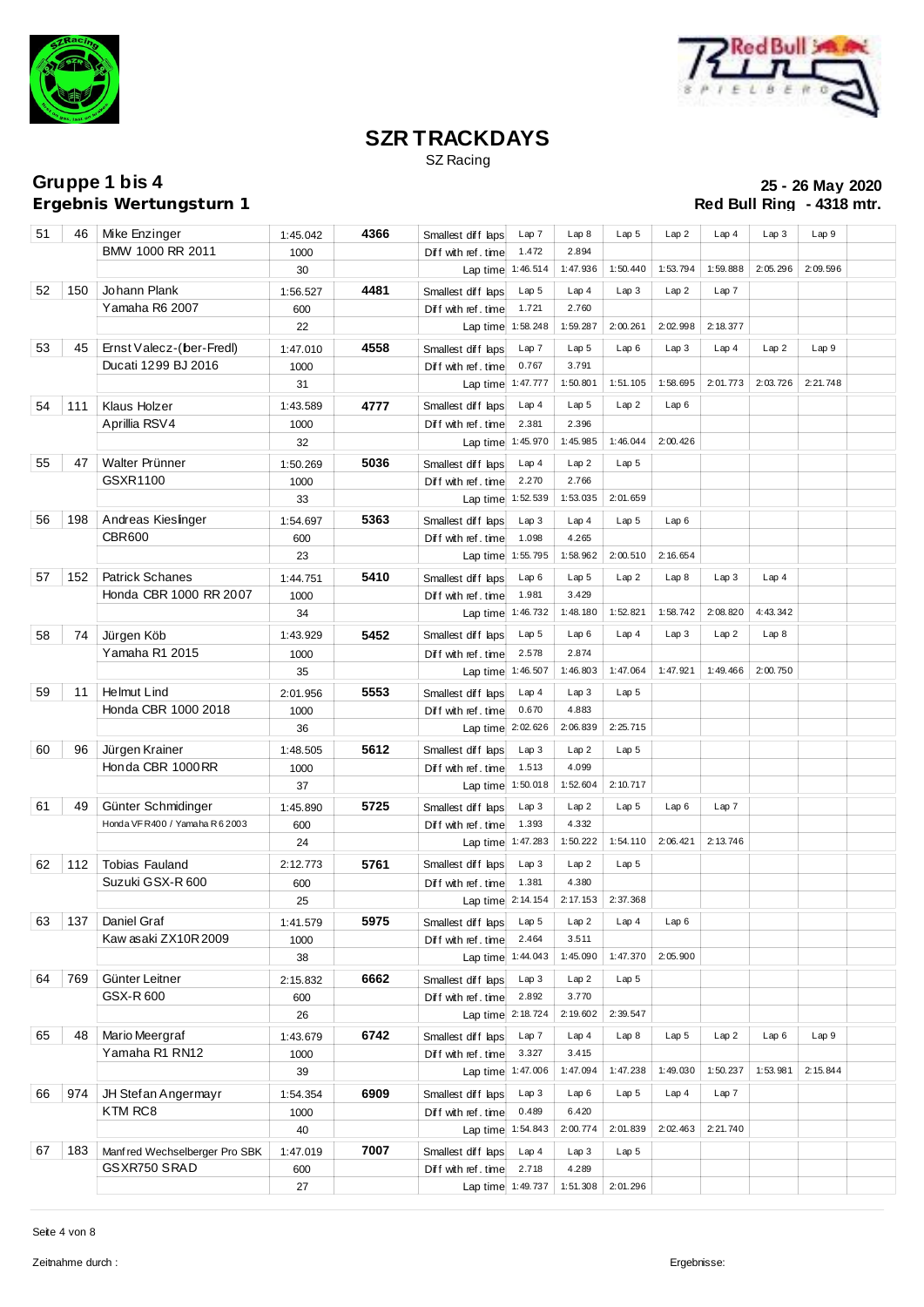# SZR TRACKDAYS

SZ Racing

## Gruppe 1 bis 4
## Ergebnis Wertungsturn 1

**25 - 26 May 2020**
**Red Bull Ring - 4318 mtr.**

| Pos | Nr | Name / Motorrad | | | | | | | | | | | |
|---|---|---|---|---|---|---|---|---|---|---|---|---|---|
| 51 | 46 | Mike Enzinger | 1:45.042 | 4366 | Smallest diff laps | Lap 7 | Lap 8 | Lap 5 | Lap 2 | Lap 4 | Lap 3 | Lap 9 | |
| | | BMW 1000 RR 2011 | 1000 | | Diff with ref. time | 1.472 | 2.894 | | | | | | |
| | | | 30 | | Lap time | 1:46.514 | 1:47.936 | 1:50.440 | 1:53.794 | 1:59.888 | 2:05.296 | 2:09.596 | |
| 52 | 150 | Johann Plank | 1:56.527 | 4481 | Smallest diff laps | Lap 5 | Lap 4 | Lap 3 | Lap 2 | Lap 7 | | | |
| | | Yamaha R6 2007 | 600 | | Diff with ref. time | 1.721 | 2.760 | | | | | | |
| | | | 22 | | Lap time | 1:58.248 | 1:59.287 | 2:00.261 | 2:02.998 | 2:18.377 | | | |
| 53 | 45 | Ernst Valecz-(ber-Fredl) | 1:47.010 | 4558 | Smallest diff laps | Lap 7 | Lap 5 | Lap 6 | Lap 3 | Lap 4 | Lap 2 | Lap 9 | |
| | | Ducati 1299 BJ 2016 | 1000 | | Diff with ref. time | 0.767 | 3.791 | | | | | | |
| | | | 31 | | Lap time | 1:47.777 | 1:50.801 | 1:51.105 | 1:58.695 | 2:01.773 | 2:03.726 | 2:21.748 | |
| 54 | 111 | Klaus Holzer | 1:43.589 | 4777 | Smallest diff laps | Lap 4 | Lap 5 | Lap 2 | Lap 6 | | | | |
| | | Aprillia RSV4 | 1000 | | Diff with ref. time | 2.381 | 2.396 | | | | | | |
| | | | 32 | | Lap time | 1:45.970 | 1:45.985 | 1:46.044 | 2:00.426 | | | | |
| 55 | 47 | Walter Prünner | 1:50.269 | 5036 | Smallest diff laps | Lap 4 | Lap 2 | Lap 5 | | | | | |
| | | GSXR1100 | 1000 | | Diff with ref. time | 2.270 | 2.766 | | | | | | |
| | | | 33 | | Lap time | 1:52.539 | 1:53.035 | 2:01.659 | | | | | |
| 56 | 198 | Andreas Kieslinger | 1:54.697 | 5363 | Smallest diff laps | Lap 3 | Lap 4 | Lap 5 | Lap 6 | | | | |
| | | CBR600 | 600 | | Diff with ref. time | 1.098 | 4.265 | | | | | | |
| | | | 23 | | Lap time | 1:55.795 | 1:58.962 | 2:00.510 | 2:16.654 | | | | |
| 57 | 152 | Patrick Schanes | 1:44.751 | 5410 | Smallest diff laps | Lap 6 | Lap 5 | Lap 2 | Lap 8 | Lap 3 | Lap 4 | | |
| | | Honda CBR 1000 RR 2007 | 1000 | | Diff with ref. time | 1.981 | 3.429 | | | | | | |
| | | | 34 | | Lap time | 1:46.732 | 1:48.180 | 1:52.821 | 1:58.742 | 2:08.820 | 4:43.342 | | |
| 58 | 74 | Jürgen Köb | 1:43.929 | 5452 | Smallest diff laps | Lap 5 | Lap 6 | Lap 4 | Lap 3 | Lap 2 | Lap 8 | | |
| | | Yamaha R1 2015 | 1000 | | Diff with ref. time | 2.578 | 2.874 | | | | | | |
| | | | 35 | | Lap time | 1:46.507 | 1:46.803 | 1:47.064 | 1:47.921 | 1:49.466 | 2:00.750 | | |
| 59 | 11 | Helmut Lind | 2:01.956 | 5553 | Smallest diff laps | Lap 4 | Lap 3 | Lap 5 | | | | | |
| | | Honda CBR 1000 2018 | 1000 | | Diff with ref. time | 0.670 | 4.883 | | | | | | |
| | | | 36 | | Lap time | 2:02.626 | 2:06.839 | 2:25.715 | | | | | |
| 60 | 96 | Jürgen Krainer | 1:48.505 | 5612 | Smallest diff laps | Lap 3 | Lap 2 | Lap 5 | | | | | |
| | | Honda CBR 1000RR | 1000 | | Diff with ref. time | 1.513 | 4.099 | | | | | | |
| | | | 37 | | Lap time | 1:50.018 | 1:52.604 | 2:10.717 | | | | | |
| 61 | 49 | Günter Schmidinger | 1:45.890 | 5725 | Smallest diff laps | Lap 3 | Lap 2 | Lap 5 | Lap 6 | Lap 7 | | | |
| | | Honda VFR400 / Yamaha R6 2003 | 600 | | Diff with ref. time | 1.393 | 4.332 | | | | | | |
| | | | 24 | | Lap time | 1:47.283 | 1:50.222 | 1:54.110 | 2:06.421 | 2:13.746 | | | |
| 62 | 112 | Tobias Fauland | 2:12.773 | 5761 | Smallest diff laps | Lap 3 | Lap 2 | Lap 5 | | | | | |
| | | Suzuki GSX-R 600 | 600 | | Diff with ref. time | 1.381 | 4.380 | | | | | | |
| | | | 25 | | Lap time | 2:14.154 | 2:17.153 | 2:37.368 | | | | | |
| 63 | 137 | Daniel Graf | 1:41.579 | 5975 | Smallest diff laps | Lap 5 | Lap 2 | Lap 4 | Lap 6 | | | | |
| | | Kawasaki ZX10R 2009 | 1000 | | Diff with ref. time | 2.464 | 3.511 | | | | | | |
| | | | 38 | | Lap time | 1:44.043 | 1:45.090 | 1:47.370 | 2:05.900 | | | | |
| 64 | 769 | Günter Leitner | 2:15.832 | 6662 | Smallest diff laps | Lap 3 | Lap 2 | Lap 5 | | | | | |
| | | GSX-R 600 | 600 | | Diff with ref. time | 2.892 | 3.770 | | | | | | |
| | | | 26 | | Lap time | 2:18.724 | 2:19.602 | 2:39.547 | | | | | |
| 65 | 48 | Mario Meergraf | 1:43.679 | 6742 | Smallest diff laps | Lap 7 | Lap 4 | Lap 8 | Lap 5 | Lap 2 | Lap 6 | Lap 9 | |
| | | Yamaha R1 RN12 | 1000 | | Diff with ref. time | 3.327 | 3.415 | | | | | | |
| | | | 39 | | Lap time | 1:47.006 | 1:47.094 | 1:47.238 | 1:49.030 | 1:50.237 | 1:53.981 | 2:15.844 | |
| 66 | 974 | JH Stefan Angermayr | 1:54.354 | 6909 | Smallest diff laps | Lap 3 | Lap 6 | Lap 5 | Lap 4 | Lap 7 | | | |
| | | KTM RC8 | 1000 | | Diff with ref. time | 0.489 | 6.420 | | | | | | |
| | | | 40 | | Lap time | 1:54.843 | 2:00.774 | 2:01.839 | 2:02.463 | 2:21.740 | | | |
| 67 | 183 | Manfred Wechselberger Pro SBK | 1:47.019 | 7007 | Smallest diff laps | Lap 4 | Lap 3 | Lap 5 | | | | | |
| | | GSXR750 SRAD | 600 | | Diff with ref. time | 2.718 | 4.289 | | | | | | |
| | | | 27 | | Lap time | 1:49.737 | 1:51.308 | 2:01.296 | | | | | |

Zeitnahme durch :

Ergebnisse: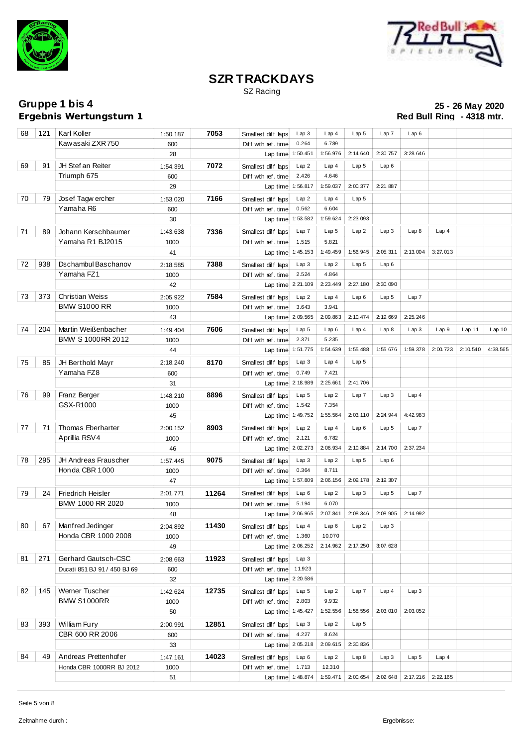# SZR TRACKDAYS

SZ Racing

## Gruppe 1 bis 4

## Ergebnis Wertungsturn 1

**25 - 26 May 2020**

**Red Bull Ring - 4318 mtr.**

| | | | | | | | | | | | | | | |
|---|---|---|---|---|---|---|---|---|---|---|---|---|---|---|
| 68 | 121 | Karl Koller | 1:50.187 | 7053 | Smallest diff laps | Lap 3 | Lap 4 | Lap 5 | Lap 7 | Lap 6 | | | |
| | | Kawasaki ZXR750 | 600 | | Diff with ref. time | 0.264 | 6.789 | | | | | | |
| | | | 28 | | Lap time | 1:50.451 | 1:56.976 | 2:14.640 | 2:30.757 | 3:28.646 | | | |
| 69 | 91 | JH Stefan Reiter | 1:54.391 | 7072 | Smallest diff laps | Lap 2 | Lap 4 | Lap 5 | Lap 6 | | | | |
| | | Triumph 675 | 600 | | Diff with ref. time | 2.426 | 4.646 | | | | | | |
| | | | 29 | | Lap time | 1:56.817 | 1:59.037 | 2:00.377 | 2:21.887 | | | | |
| 70 | 79 | Josef Tagwercher | 1:53.020 | 7166 | Smallest diff laps | Lap 2 | Lap 4 | Lap 5 | | | | | |
| | | Yamaha R6 | 600 | | Diff with ref. time | 0.562 | 6.604 | | | | | | |
| | | | 30 | | Lap time | 1:53.582 | 1:59.624 | 2:23.093 | | | | | |
| 71 | 89 | Johann Kerschbaumer | 1:43.638 | 7336 | Smallest diff laps | Lap 7 | Lap 5 | Lap 2 | Lap 3 | Lap 8 | Lap 4 | | |
| | | Yamaha R1 BJ2015 | 1000 | | Diff with ref. time | 1.515 | 5.821 | | | | | | |
| | | | 41 | | Lap time | 1:45.153 | 1:49.459 | 1:56.945 | 2:05.311 | 2:13.004 | 3:27.013 | | |
| 72 | 938 | Dschambul Baschanov | 2:18.585 | 7388 | Smallest diff laps | Lap 3 | Lap 2 | Lap 5 | Lap 6 | | | | |
| | | Yamaha FZ1 | 1000 | | Diff with ref. time | 2.524 | 4.864 | | | | | | |
| | | | 42 | | Lap time | 2:21.109 | 2:23.449 | 2:27.180 | 2:30.090 | | | | |
| 73 | 373 | Christian Weiss | 2:05.922 | 7584 | Smallest diff laps | Lap 2 | Lap 4 | Lap 6 | Lap 5 | Lap 7 | | | |
| | | BMW S1000 RR | 1000 | | Diff with ref. time | 3.643 | 3.941 | | | | | | |
| | | | 43 | | Lap time | 2:09.565 | 2:09.863 | 2:10.474 | 2:19.669 | 2:25.246 | | | |
| 74 | 204 | Martin Weißenbacher | 1:49.404 | 7606 | Smallest diff laps | Lap 5 | Lap 6 | Lap 4 | Lap 8 | Lap 3 | Lap 9 | Lap 11 | Lap 10 |
| | | BMW S 1000RR 2012 | 1000 | | Diff with ref. time | 2.371 | 5.235 | | | | | | |
| | | | 44 | | Lap time | 1:51.775 | 1:54.639 | 1:55.488 | 1:55.676 | 1:59.378 | 2:00.723 | 2:10.540 | 4:38.565 |
| 75 | 85 | JH Berthold Mayr | 2:18.240 | 8170 | Smallest diff laps | Lap 3 | Lap 4 | Lap 5 | | | | | |
| | | Yamaha FZ8 | 600 | | Diff with ref. time | 0.749 | 7.421 | | | | | | |
| | | | 31 | | Lap time | 2:18.989 | 2:25.661 | 2:41.706 | | | | | |
| 76 | 99 | Franz Berger | 1:48.210 | 8896 | Smallest diff laps | Lap 5 | Lap 2 | Lap 7 | Lap 3 | Lap 4 | | | |
| | | GSX-R1000 | 1000 | | Diff with ref. time | 1.542 | 7.354 | | | | | | |
| | | | 45 | | Lap time | 1:49.752 | 1:55.564 | 2:03.110 | 2:24.944 | 4:42.983 | | | |
| 77 | 71 | Thomas Eberharter | 2:00.152 | 8903 | Smallest diff laps | Lap 2 | Lap 4 | Lap 6 | Lap 5 | Lap 7 | | | |
| | | Aprillia RSV4 | 1000 | | Diff with ref. time | 2.121 | 6.782 | | | | | | |
| | | | 46 | | Lap time | 2:02.273 | 2:06.934 | 2:10.884 | 2:14.700 | 2:37.234 | | | |
| 78 | 295 | JH Andreas Frauscher | 1:57.445 | 9075 | Smallest diff laps | Lap 3 | Lap 2 | Lap 5 | Lap 6 | | | | |
| | | Honda CBR 1000 | 1000 | | Diff with ref. time | 0.364 | 8.711 | | | | | | |
| | | | 47 | | Lap time | 1:57.809 | 2:06.156 | 2:09.178 | 2:19.307 | | | | |
| 79 | 24 | Friedrich Heisler | 2:01.771 | 11264 | Smallest diff laps | Lap 6 | Lap 2 | Lap 3 | Lap 5 | Lap 7 | | | |
| | | BMW 1000 RR 2020 | 1000 | | Diff with ref. time | 5.194 | 6.070 | | | | | | |
| | | | 48 | | Lap time | 2:06.965 | 2:07.841 | 2:08.346 | 2:08.905 | 2:14.992 | | | |
| 80 | 67 | Manfred Jedinger | 2:04.892 | 11430 | Smallest diff laps | Lap 4 | Lap 6 | Lap 2 | Lap 3 | | | | |
| | | Honda CBR 1000 2008 | 1000 | | Diff with ref. time | 1.360 | 10.070 | | | | | | |
| | | | 49 | | Lap time | 2:06.252 | 2:14.962 | 2:17.250 | 3:07.628 | | | | |
| 81 | 271 | Gerhard Gautsch-CSC | 2:08.663 | 11923 | Smallest diff laps | Lap 3 | | | | | | | |
| | | Ducati 851 BJ 91 / 450 BJ 69 | 600 | | Diff with ref. time | 11.923 | | | | | | | |
| | | | 32 | | Lap time | 2:20.586 | | | | | | | |
| 82 | 145 | Werner Tuscher | 1:42.624 | 12735 | Smallest diff laps | Lap 5 | Lap 2 | Lap 7 | Lap 4 | Lap 3 | | | |
| | | BMW S1000RR | 1000 | | Diff with ref. time | 2.803 | 9.932 | | | | | | |
| | | | 50 | | Lap time | 1:45.427 | 1:52.556 | 1:58.556 | 2:03.010 | 2:03.052 | | | |
| 83 | 393 | William Fury | 2:00.991 | 12851 | Smallest diff laps | Lap 3 | Lap 2 | Lap 5 | | | | | |
| | | CBR 600 RR 2006 | 600 | | Diff with ref. time | 4.227 | 8.624 | | | | | | |
| | | | 33 | | Lap time | 2:05.218 | 2:09.615 | 2:30.836 | | | | | |
| 84 | 49 | Andreas Prettenhofer | 1:47.161 | 14023 | Smallest diff laps | Lap 6 | Lap 2 | Lap 8 | Lap 3 | Lap 5 | Lap 4 | | |
| | | Honda CBR 1000RR BJ 2012 | 1000 | | Diff with ref. time | 1.713 | 12.310 | | | | | | |
| | | | 51 | | Lap time | 1:48.874 | 1:59.471 | 2:00.654 | 2:02.648 | 2:17.216 | 2:22.165 | | |

Zeitnahme durch :

Ergebnisse: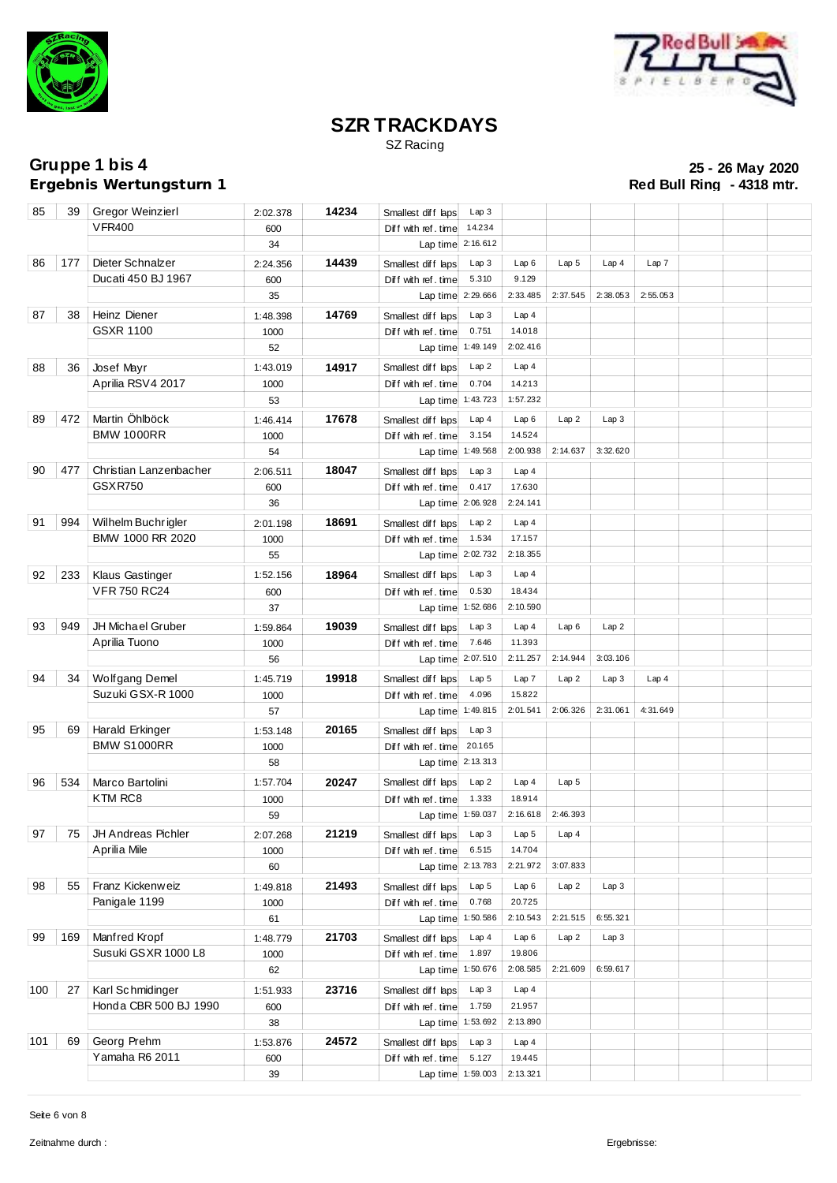# SZR TRACKDAYS

SZ Racing

## Gruppe 1 bis 4

## Ergebnis Wertungsturn 1

**25 - 26 May 2020**

**Red Bull Ring - 4318 mtr.**

| | | | | | | | | | | | | |
|---|---|---|---|---|---|---|---|---|---|---|---|---|
| 85 | 39 | Gregor Weinzierl | 2:02.378 | 14234 | Smallest diff laps | Lap 3 | | | | | | |
| | | VFR400 | 600 | | Diff with ref. time | 14.234 | | | | | | |
| | | | 34 | | Lap time | 2:16.612 | | | | | | |
| 86 | 177 | Dieter Schnalzer | 2:24.356 | 14439 | Smallest diff laps | Lap 3 | Lap 6 | Lap 5 | Lap 4 | Lap 7 | | |
| | | Ducati 450 BJ 1967 | 600 | | Diff with ref. time | 5.310 | 9.129 | | | | | |
| | | | 35 | | Lap time | 2:29.666 | 2:33.485 | 2:37.545 | 2:38.053 | 2:55.053 | | |
| 87 | 38 | Heinz Diener | 1:48.398 | 14769 | Smallest diff laps | Lap 3 | Lap 4 | | | | | |
| | | GSXR 1100 | 1000 | | Diff with ref. time | 0.751 | 14.018 | | | | | |
| | | | 52 | | Lap time | 1:49.149 | 2:02.416 | | | | | |
| 88 | 36 | Josef Mayr | 1:43.019 | 14917 | Smallest diff laps | Lap 2 | Lap 4 | | | | | |
| | | Aprilia RSV4 2017 | 1000 | | Diff with ref. time | 0.704 | 14.213 | | | | | |
| | | | 53 | | Lap time | 1:43.723 | 1:57.232 | | | | | |
| 89 | 472 | Martin Öhlböck | 1:46.414 | 17678 | Smallest diff laps | Lap 4 | Lap 6 | Lap 2 | Lap 3 | | | |
| | | BMW 1000RR | 1000 | | Diff with ref. time | 3.154 | 14.524 | | | | | |
| | | | 54 | | Lap time | 1:49.568 | 2:00.938 | 2:14.637 | 3:32.620 | | | |
| 90 | 477 | Christian Lanzenbacher | 2:06.511 | 18047 | Smallest diff laps | Lap 3 | Lap 4 | | | | | |
| | | GSXR750 | 600 | | Diff with ref. time | 0.417 | 17.630 | | | | | |
| | | | 36 | | Lap time | 2:06.928 | 2:24.141 | | | | | |
| 91 | 994 | Wilhelm Buchrigler | 2:01.198 | 18691 | Smallest diff laps | Lap 2 | Lap 4 | | | | | |
| | | BMW 1000 RR 2020 | 1000 | | Diff with ref. time | 1.534 | 17.157 | | | | | |
| | | | 55 | | Lap time | 2:02.732 | 2:18.355 | | | | | |
| 92 | 233 | Klaus Gastinger | 1:52.156 | 18964 | Smallest diff laps | Lap 3 | Lap 4 | | | | | |
| | | VFR 750 RC24 | 600 | | Diff with ref. time | 0.530 | 18.434 | | | | | |
| | | | 37 | | Lap time | 1:52.686 | 2:10.590 | | | | | |
| 93 | 949 | JH Michael Gruber | 1:59.864 | 19039 | Smallest diff laps | Lap 3 | Lap 4 | Lap 6 | Lap 2 | | | |
| | | Aprilia Tuono | 1000 | | Diff with ref. time | 7.646 | 11.393 | | | | | |
| | | | 56 | | Lap time | 2:07.510 | 2:11.257 | 2:14.944 | 3:03.106 | | | |
| 94 | 34 | Wolfgang Demel | 1:45.719 | 19918 | Smallest diff laps | Lap 5 | Lap 7 | Lap 2 | Lap 3 | Lap 4 | | |
| | | Suzuki GSX-R 1000 | 1000 | | Diff with ref. time | 4.096 | 15.822 | | | | | |
| | | | 57 | | Lap time | 1:49.815 | 2:01.541 | 2:06.326 | 2:31.061 | 4:31.649 | | |
| 95 | 69 | Harald Erkinger | 1:53.148 | 20165 | Smallest diff laps | Lap 3 | | | | | | |
| | | BMW S1000RR | 1000 | | Diff with ref. time | 20.165 | | | | | | |
| | | | 58 | | Lap time | 2:13.313 | | | | | | |
| 96 | 534 | Marco Bartolini | 1:57.704 | 20247 | Smallest diff laps | Lap 2 | Lap 4 | Lap 5 | | | | |
| | | KTM RC8 | 1000 | | Diff with ref. time | 1.333 | 18.914 | | | | | |
| | | | 59 | | Lap time | 1:59.037 | 2:16.618 | 2:46.393 | | | | |
| 97 | 75 | JH Andreas Pichler | 2:07.268 | 21219 | Smallest diff laps | Lap 3 | Lap 5 | Lap 4 | | | | |
| | | Aprilia Mile | 1000 | | Diff with ref. time | 6.515 | 14.704 | | | | | |
| | | | 60 | | Lap time | 2:13.783 | 2:21.972 | 3:07.833 | | | | |
| 98 | 55 | Franz Kickenweiz | 1:49.818 | 21493 | Smallest diff laps | Lap 5 | Lap 6 | Lap 2 | Lap 3 | | | |
| | | Panigale 1199 | 1000 | | Diff with ref. time | 0.768 | 20.725 | | | | | |
| | | | 61 | | Lap time | 1:50.586 | 2:10.543 | 2:21.515 | 6:55.321 | | | |
| 99 | 169 | Manfred Kropf | 1:48.779 | 21703 | Smallest diff laps | Lap 4 | Lap 6 | Lap 2 | Lap 3 | | | |
| | | Susuki GSXR 1000 L8 | 1000 | | Diff with ref. time | 1.897 | 19.806 | | | | | |
| | | | 62 | | Lap time | 1:50.676 | 2:08.585 | 2:21.609 | 6:59.617 | | | |
| 100 | 27 | Karl Schmidinger | 1:51.933 | 23716 | Smallest diff laps | Lap 3 | Lap 4 | | | | | |
| | | Honda CBR 500 BJ 1990 | 600 | | Diff with ref. time | 1.759 | 21.957 | | | | | |
| | | | 38 | | Lap time | 1:53.692 | 2:13.890 | | | | | |
| 101 | 69 | Georg Prehm | 1:53.876 | 24572 | Smallest diff laps | Lap 3 | Lap 4 | | | | | |
| | | Yamaha R6 2011 | 600 | | Diff with ref. time | 5.127 | 19.445 | | | | | |
| | | | 39 | | Lap time | 1:59.003 | 2:13.321 | | | | | |

Zeitnahme durch :

Ergebnisse: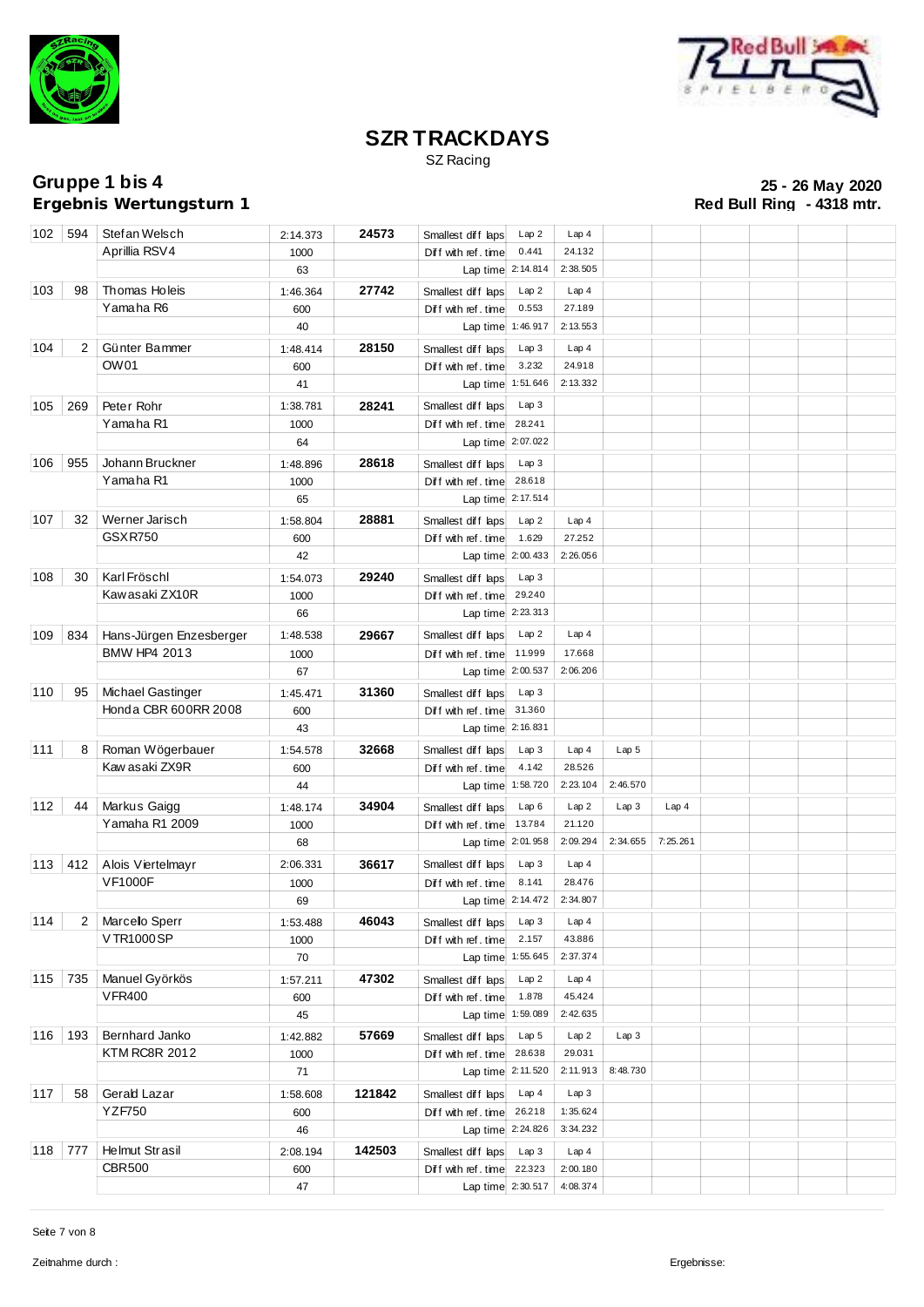# SZR TRACKDAYS

SZ Racing

**Gruppe 1 bis 4**
**Ergebnis Wertungsturn 1**

**25 - 26 May 2020**
**Red Bull Ring - 4318 mtr.**

| | | | | | | | | | | | | | | |
|---|---|---|---|---|---|---|---|---|---|---|---|---|---|---|
| 102 | 594 | Stefan Welsch | 2:14.373 | **24573** | Smallest diff laps | Lap 2 | Lap 4 | | | | | | | |
| | | Aprillia RSV4 | 1000 | | Diff with ref. time | 0.441 | 24.132 | | | | | | | |
| | | | 63 | | Lap time | 2:14.814 | 2:38.505 | | | | | | | |
| 103 | 98 | Thomas Holeis | 1:46.364 | **27742** | Smallest diff laps | Lap 2 | Lap 4 | | | | | | | |
| | | Yamaha R6 | 600 | | Diff with ref. time | 0.553 | 27.189 | | | | | | | |
| | | | 40 | | Lap time | 1:46.917 | 2:13.553 | | | | | | | |
| 104 | 2 | Günter Bammer | 1:48.414 | **28150** | Smallest diff laps | Lap 3 | Lap 4 | | | | | | | |
| | | OW01 | 600 | | Diff with ref. time | 3.232 | 24.918 | | | | | | | |
| | | | 41 | | Lap time | 1:51.646 | 2:13.332 | | | | | | | |
| 105 | 269 | Peter Rohr | 1:38.781 | **28241** | Smallest diff laps | Lap 3 | | | | | | | | |
| | | Yamaha R1 | 1000 | | Diff with ref. time | 28.241 | | | | | | | | |
| | | | 64 | | Lap time | 2:07.022 | | | | | | | | |
| 106 | 955 | Johann Bruckner | 1:48.896 | **28618** | Smallest diff laps | Lap 3 | | | | | | | | |
| | | Yamaha R1 | 1000 | | Diff with ref. time | 28.618 | | | | | | | | |
| | | | 65 | | Lap time | 2:17.514 | | | | | | | | |
| 107 | 32 | Werner Jarisch | 1:58.804 | **28881** | Smallest diff laps | Lap 2 | Lap 4 | | | | | | | |
| | | GSXR750 | 600 | | Diff with ref. time | 1.629 | 27.252 | | | | | | | |
| | | | 42 | | Lap time | 2:00.433 | 2:26.056 | | | | | | | |
| 108 | 30 | Karl Fröschl | 1:54.073 | **29240** | Smallest diff laps | Lap 3 | | | | | | | | |
| | | Kawasaki ZX10R | 1000 | | Diff with ref. time | 29.240 | | | | | | | | |
| | | | 66 | | Lap time | 2:23.313 | | | | | | | | |
| 109 | 834 | Hans-Jürgen Enzesberger | 1:48.538 | **29667** | Smallest diff laps | Lap 2 | Lap 4 | | | | | | | |
| | | BMW HP4 2013 | 1000 | | Diff with ref. time | 11.999 | 17.668 | | | | | | | |
| | | | 67 | | Lap time | 2:00.537 | 2:06.206 | | | | | | | |
| 110 | 95 | Michael Gastinger | 1:45.471 | **31360** | Smallest diff laps | Lap 3 | | | | | | | | |
| | | Honda CBR 600RR 2008 | 600 | | Diff with ref. time | 31.360 | | | | | | | | |
| | | | 43 | | Lap time | 2:16.831 | | | | | | | | |
| 111 | 8 | Roman Wögerbauer | 1:54.578 | **32668** | Smallest diff laps | Lap 3 | Lap 4 | Lap 5 | | | | | | |
| | | Kawasaki ZX9R | 600 | | Diff with ref. time | 4.142 | 28.526 | | | | | | | |
| | | | 44 | | Lap time | 1:58.720 | 2:23.104 | 2:46.570 | | | | | | |
| 112 | 44 | Markus Gaigg | 1:48.174 | **34904** | Smallest diff laps | Lap 6 | Lap 2 | Lap 3 | Lap 4 | | | | | |
| | | Yamaha R1 2009 | 1000 | | Diff with ref. time | 13.784 | 21.120 | | | | | | | |
| | | | 68 | | Lap time | 2:01.958 | 2:09.294 | 2:34.655 | 7:25.261 | | | | | |
| 113 | 412 | Alois Viertelmayr | 2:06.331 | **36617** | Smallest diff laps | Lap 3 | Lap 4 | | | | | | | |
| | | VF1000F | 1000 | | Diff with ref. time | 8.141 | 28.476 | | | | | | | |
| | | | 69 | | Lap time | 2:14.472 | 2:34.807 | | | | | | | |
| 114 | 2 | Marcello Sperr | 1:53.488 | **46043** | Smallest diff laps | Lap 3 | Lap 4 | | | | | | | |
| | | VTR1000SP | 1000 | | Diff with ref. time | 2.157 | 43.886 | | | | | | | |
| | | | 70 | | Lap time | 1:55.645 | 2:37.374 | | | | | | | |
| 115 | 735 | Manuel Györkös | 1:57.211 | **47302** | Smallest diff laps | Lap 2 | Lap 4 | | | | | | | |
| | | VFR400 | 600 | | Diff with ref. time | 1.878 | 45.424 | | | | | | | |
| | | | 45 | | Lap time | 1:59.089 | 2:42.635 | | | | | | | |
| 116 | 193 | Bernhard Janko | 1:42.882 | **57669** | Smallest diff laps | Lap 5 | Lap 2 | Lap 3 | | | | | | |
| | | KTM RC8R 2012 | 1000 | | Diff with ref. time | 28.638 | 29.031 | | | | | | | |
| | | | 71 | | Lap time | 2:11.520 | 2:11.913 | 8:48.730 | | | | | | |
| 117 | 58 | Gerald Lazar | 1:58.608 | **121842** | Smallest diff laps | Lap 4 | Lap 3 | | | | | | | |
| | | YZF750 | 600 | | Diff with ref. time | 26.218 | 1:35.624 | | | | | | | |
| | | | 46 | | Lap time | 2:24.826 | 3:34.232 | | | | | | | |
| 118 | 777 | Helmut Strasil | 2:08.194 | **142503** | Smallest diff laps | Lap 3 | Lap 4 | | | | | | | |
| | | CBR500 | 600 | | Diff with ref. time | 22.323 | 2:00.180 | | | | | | | |
| | | | 47 | | Lap time | 2:30.517 | 4:08.374 | | | | | | | |

Zeitnahme durch :

Ergebnisse: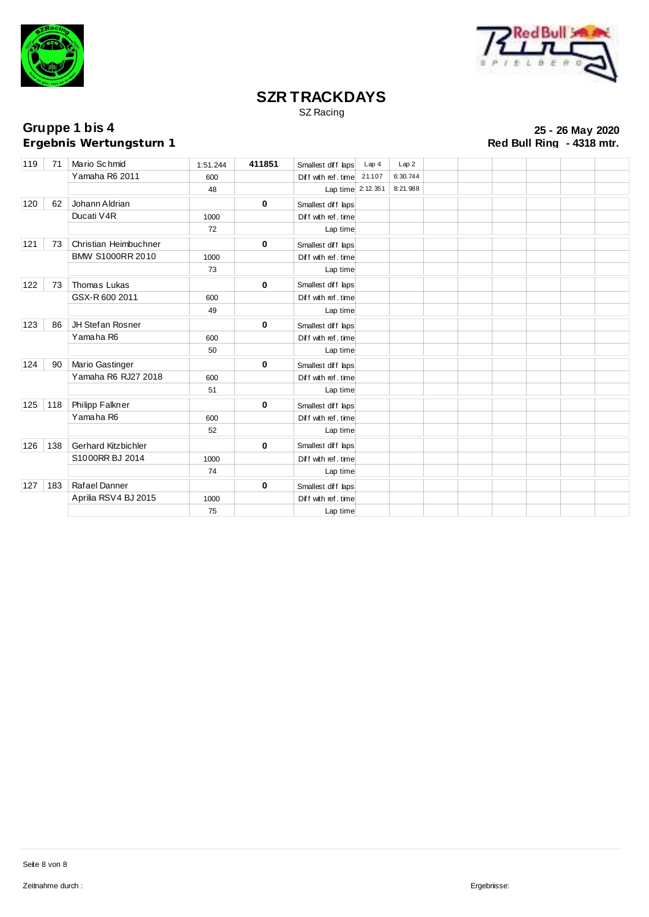# SZR TRACKDAYS

SZ Racing

## Gruppe 1 bis 4
## Ergebnis Wertungsturn 1

**25 - 26 May 2020**
**Red Bull Ring - 4318 mtr.**

| | | | | | | | | | | | | | | | |
|---|---|---|---|---|---|---|---|---|---|---|---|---|---|---|---|
| 119 | 71 | Mario Schmid | 1:51.244 | **411851** | Smallest diff laps | Lap 4 | Lap 2 | | | | | | | |
| | | Yamaha R6 2011 | 600 | | Diff with ref. time | 21.107 | 6:30.744 | | | | | | | |
| | | | 48 | | Lap time | 2:12.351 | 8:21.988 | | | | | | | |
| 120 | 62 | Johann Aldrian | | **0** | Smallest diff laps | | | | | | | | | |
| | | Ducati V4R | 1000 | | Diff with ref. time | | | | | | | | | |
| | | | 72 | | Lap time | | | | | | | | | |
| 121 | 73 | Christian Heimbuchner | | **0** | Smallest diff laps | | | | | | | | | |
| | | BMW S1000RR 2010 | 1000 | | Diff with ref. time | | | | | | | | | |
| | | | 73 | | Lap time | | | | | | | | | |
| 122 | 73 | Thomas Lukas | | **0** | Smallest diff laps | | | | | | | | | |
| | | GSX-R 600 2011 | 600 | | Diff with ref. time | | | | | | | | | |
| | | | 49 | | Lap time | | | | | | | | | |
| 123 | 86 | JH Stefan Rosner | | **0** | Smallest diff laps | | | | | | | | | |
| | | Yamaha R6 | 600 | | Diff with ref. time | | | | | | | | | |
| | | | 50 | | Lap time | | | | | | | | | |
| 124 | 90 | Mario Gastinger | | **0** | Smallest diff laps | | | | | | | | | |
| | | Yamaha R6 RJ27 2018 | 600 | | Diff with ref. time | | | | | | | | | |
| | | | 51 | | Lap time | | | | | | | | | |
| 125 | 118 | Philipp Falkner | | **0** | Smallest diff laps | | | | | | | | | |
| | | Yamaha R6 | 600 | | Diff with ref. time | | | | | | | | | |
| | | | 52 | | Lap time | | | | | | | | | |
| 126 | 138 | Gerhard Kitzbichler | | **0** | Smallest diff laps | | | | | | | | | |
| | | S1000RR BJ 2014 | 1000 | | Diff with ref. time | | | | | | | | | |
| | | | 74 | | Lap time | | | | | | | | | |
| 127 | 183 | Rafael Danner | | **0** | Smallest diff laps | | | | | | | | | |
| | | Aprilia RSV4 BJ 2015 | 1000 | | Diff with ref. time | | | | | | | | | |
| | | | 75 | | Lap time | | | | | | | | | |

Zeitnahme durch :

Ergebnisse: